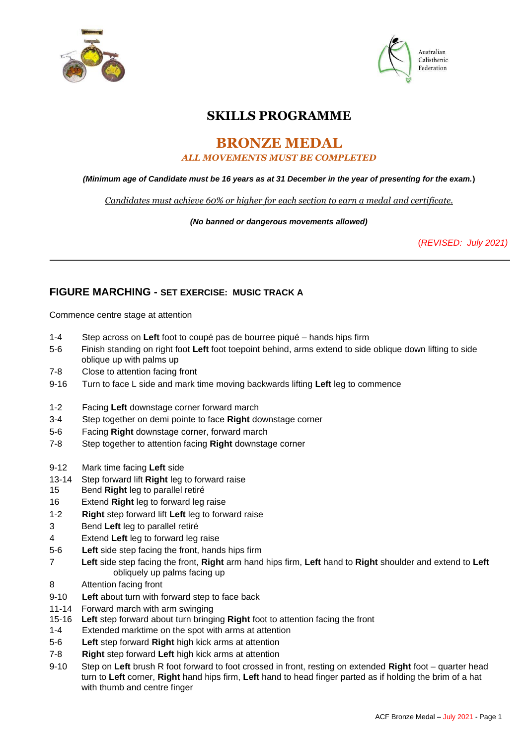Australian Calisthenic Federation

# SKILLS PROGRAMME

## BRONZE MEDAL

***ALL MOVEMENTS MUST BE COMPLETED***

***(Minimum age of Candidate must be 16 years as at 31 December in the year of presenting for the exam.)***

*Candidates must achieve 60% or higher for each section to earn a medal and certificate.*

***(No banned or dangerous movements allowed)***

*(REVISED: July 2021)*

---

## FIGURE MARCHING - SET EXERCISE: MUSIC TRACK A

Commence centre stage at attention

- 1-4 Step across on **Left** foot to coupé pas de bourree piqué – hands hips firm
- 5-6 Finish standing on right foot **Left** foot toepoint behind, arms extend to side oblique down lifting to side oblique up with palms up
- 7-8 Close to attention facing front
- 9-16 Turn to face L side and mark time moving backwards lifting **Left** leg to commence

- 1-2 Facing **Left** downstage corner forward march
- 3-4 Step together on demi pointe to face **Right** downstage corner
- 5-6 Facing **Right** downstage corner, forward march
- 7-8 Step together to attention facing **Right** downstage corner

- 9-12 Mark time facing **Left** side
- 13-14 Step forward lift **Right** leg to forward raise
- 15 Bend **Right** leg to parallel retiré
- 16 Extend **Right** leg to forward leg raise
- 1-2 **Right** step forward lift **Left** leg to forward raise
- 3 Bend **Left** leg to parallel retiré
- 4 Extend **Left** leg to forward leg raise
- 5-6 **Left** side step facing the front, hands hips firm
- 7 **Left** side step facing the front, **Right** arm hand hips firm, **Left** hand to **Right** shoulder and extend to **Left** obliquely up palms facing up
- 8 Attention facing front
- 9-10 **Left** about turn with forward step to face back
- 11-14 Forward march with arm swinging
- 15-16 **Left** step forward about turn bringing **Right** foot to attention facing the front
- 1-4 Extended marktime on the spot with arms at attention
- 5-6 **Left** step forward **Right** high kick arms at attention
- 7-8 **Right** step forward **Left** high kick arms at attention
- 9-10 Step on **Left** brush R foot forward to foot crossed in front, resting on extended **Right** foot – quarter head turn to **Left** corner, **Right** hand hips firm, **Left** hand to head finger parted as if holding the brim of a hat with thumb and centre finger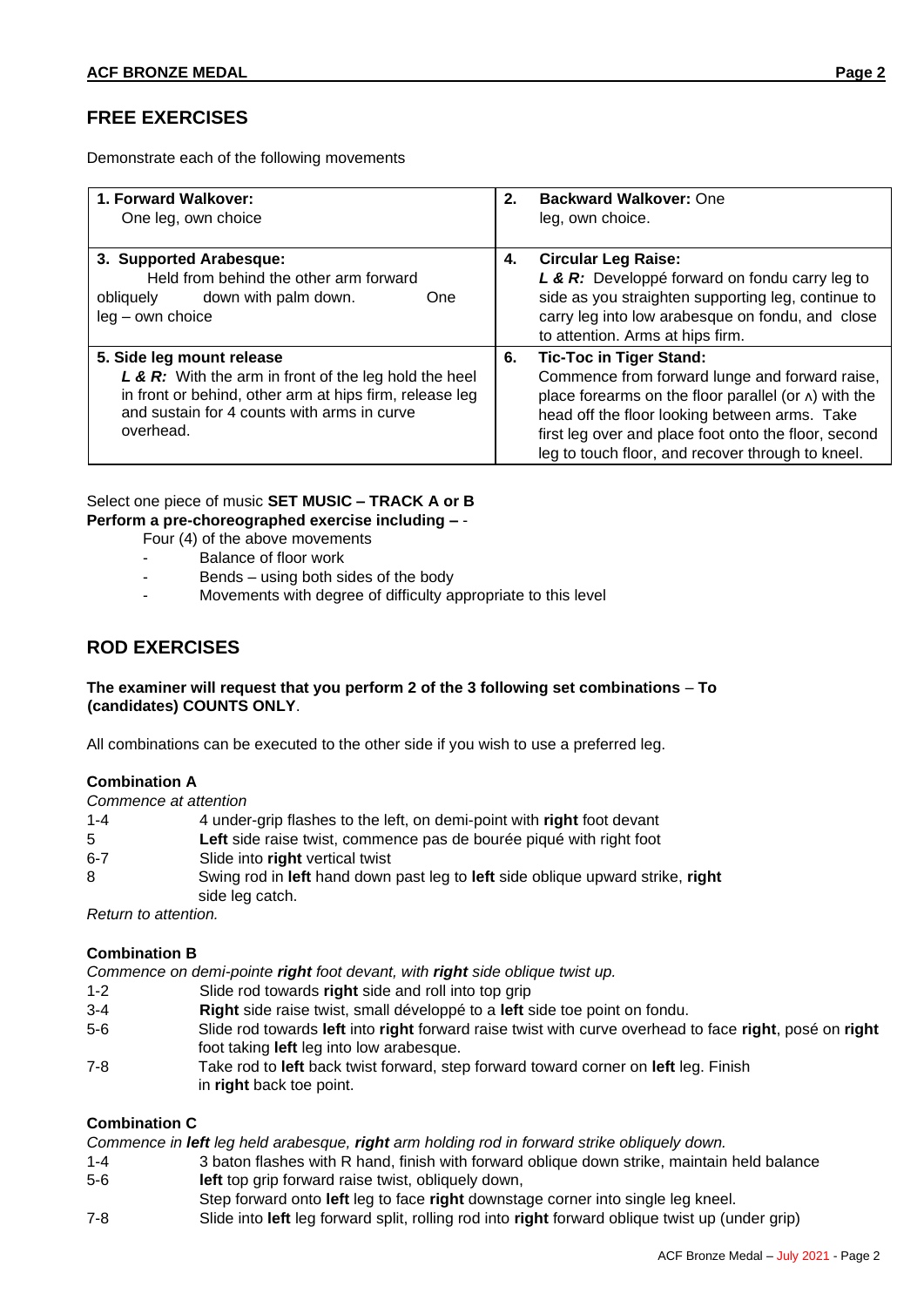## FREE EXERCISES

Demonstrate each of the following movements

| 1. Forward Walkover: One leg, own choice | 2. **Backward Walkover:** One leg, own choice. |
|---|---|
| **3. Supported Arabesque:** Held from behind the other arm forward obliquely down with palm down. One leg – own choice | 4. **Circular Leg Raise:** ***L & R:*** Developpé forward on fondu carry leg to side as you straighten supporting leg, continue to carry leg into low arabesque on fondu, and close to attention. Arms at hips firm. |
| **5. Side leg mount release** ***L & R:*** With the arm in front of the leg hold the heel in front or behind, other arm at hips firm, release leg and sustain for 4 counts with arms in curve overhead. | 6. **Tic-Toc in Tiger Stand:** Commence from forward lunge and forward raise, place forearms on the floor parallel (or ʌ) with the head off the floor looking between arms. Take first leg over and place foot onto the floor, second leg to touch floor, and recover through to kneel. |

Select one piece of music **SET MUSIC – TRACK A or B**
**Perform a pre-choreographed exercise including –** -

Four (4) of the above movements

- Balance of floor work
- Bends – using both sides of the body
- Movements with degree of difficulty appropriate to this level

## ROD EXERCISES

**The examiner will request that you perform 2 of the 3 following set combinations** – **To (candidates) COUNTS ONLY**.

All combinations can be executed to the other side if you wish to use a preferred leg.

### Combination A

*Commence at attention*

| | |
|---|---|
| 1-4 | 4 under-grip flashes to the left, on demi-point with **right** foot devant |
| 5 | **Left** side raise twist, commence pas de bourée piqué with right foot |
| 6-7 | Slide into **right** vertical twist |
| 8 | Swing rod in **left** hand down past leg to **left** side oblique upward strike, **right** side leg catch. |

*Return to attention.*

### Combination B

*Commence on demi-pointe **right** foot devant, with **right** side oblique twist up.*

| | |
|---|---|
| 1-2 | Slide rod towards **right** side and roll into top grip |
| 3-4 | **Right** side raise twist, small développé to a **left** side toe point on fondu. |
| 5-6 | Slide rod towards **left** into **right** forward raise twist with curve overhead to face **right**, posé on **right** foot taking **left** leg into low arabesque. |
| 7-8 | Take rod to **left** back twist forward, step forward toward corner on **left** leg. Finish in **right** back toe point. |

### Combination C

*Commence in **left** leg held arabesque, **right** arm holding rod in forward strike obliquely down.*

| | |
|---|---|
| 1-4 | 3 baton flashes with R hand, finish with forward oblique down strike, maintain held balance |
| 5-6 | **left** top grip forward raise twist, obliquely down, Step forward onto **left** leg to face **right** downstage corner into single leg kneel. |
| 7-8 | Slide into **left** leg forward split, rolling rod into **right** forward oblique twist up (under grip) |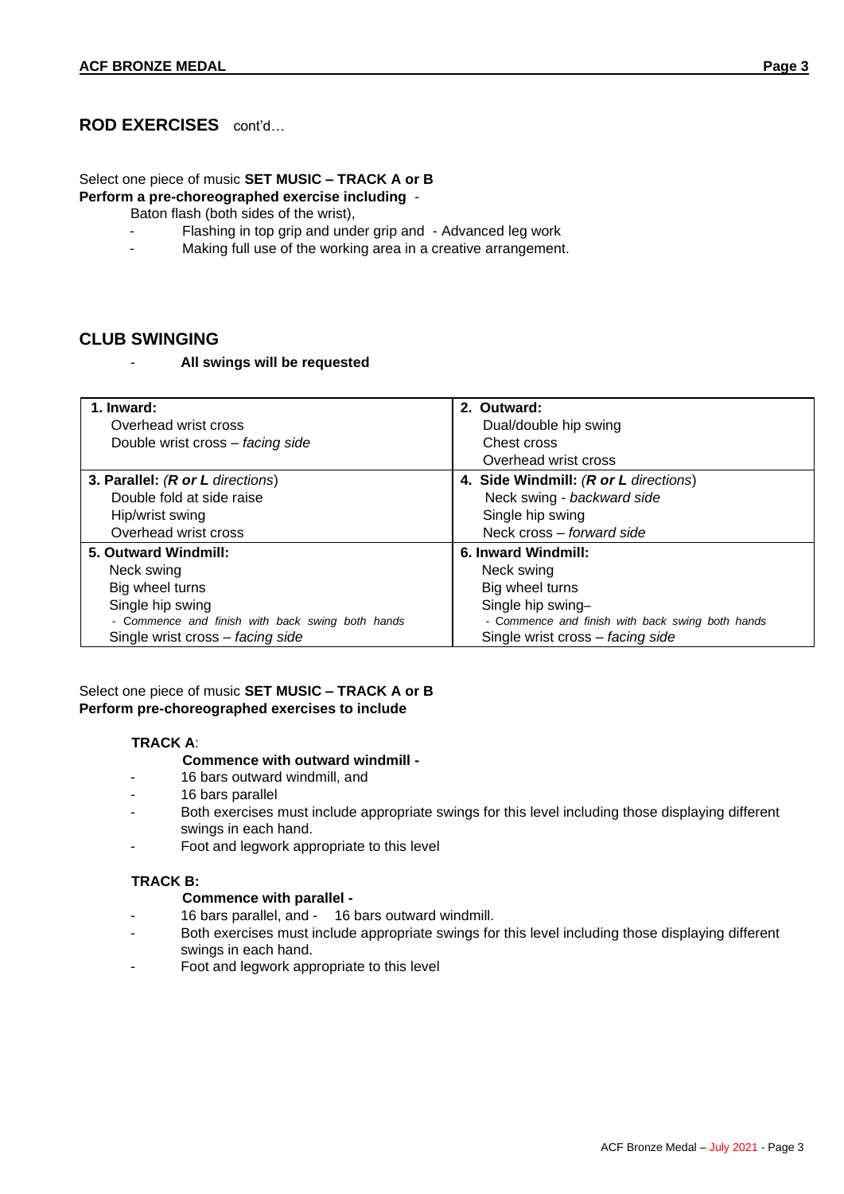## ROD EXERCISES cont'd…

Select one piece of music **SET MUSIC – TRACK A or B**
**Perform a pre-choreographed exercise including** -

Baton flash (both sides of the wrist),

- Flashing in top grip and under grip and - Advanced leg work
- Making full use of the working area in a creative arrangement.

## CLUB SWINGING

- **All swings will be requested**

| **1. Inward:**<br>Overhead wrist cross<br>Double wrist cross – *facing side* | **2. Outward:**<br>Dual/double hip swing<br>Chest cross<br>Overhead wrist cross |
|---|---|
| **3. Parallel:** (***R or L*** *directions*)<br>Double fold at side raise<br>Hip/wrist swing<br>Overhead wrist cross | **4. Side Windmill:** (***R or L*** *directions*)<br>Neck swing - *backward side*<br>Single hip swing<br>Neck cross – *forward side* |
| **5. Outward Windmill:**<br>Neck swing<br>Big wheel turns<br>Single hip swing<br>*- Commence and finish with back swing both hands*<br>Single wrist cross – *facing side* | **6. Inward Windmill:**<br>Neck swing<br>Big wheel turns<br>Single hip swing–<br>*- Commence and finish with back swing both hands*<br>Single wrist cross – *facing side* |

Select one piece of music **SET MUSIC – TRACK A or B**
**Perform pre-choreographed exercises to include**

**TRACK A**:

**Commence with outward windmill -**

- 16 bars outward windmill, and
- 16 bars parallel
- Both exercises must include appropriate swings for this level including those displaying different swings in each hand.
- Foot and legwork appropriate to this level

**TRACK B:**

**Commence with parallel -**

- 16 bars parallel, and - 16 bars outward windmill.
- Both exercises must include appropriate swings for this level including those displaying different swings in each hand.
- Foot and legwork appropriate to this level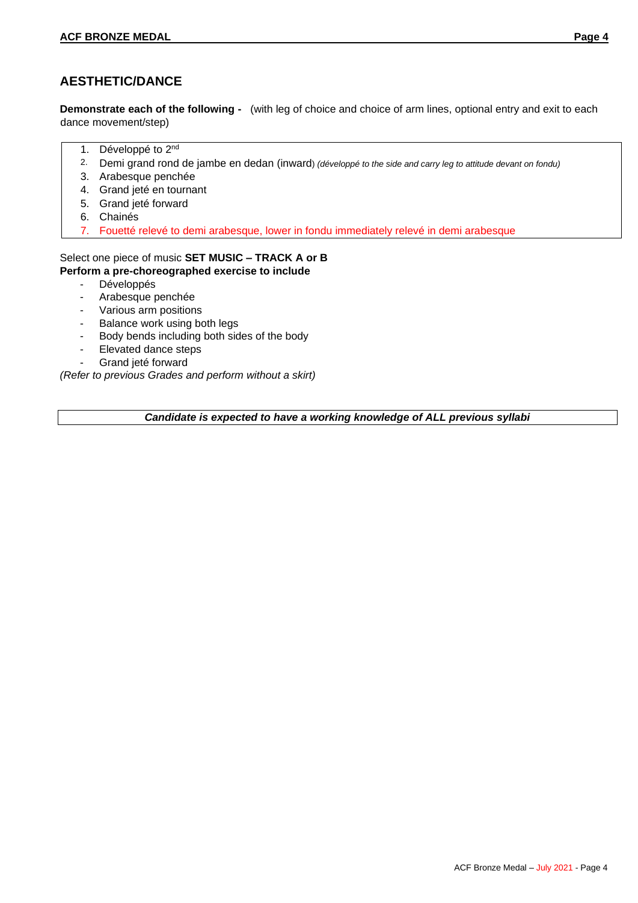## AESTHETIC/DANCE

**Demonstrate each of the following -** (with leg of choice and choice of arm lines, optional entry and exit to each dance movement/step)

1. Développé to $2^{nd}$
2. Demi grand rond de jambe en dedan (inward) *(développé to the side and carry leg to attitude devant on fondu)*
3. Arabesque penchée
4. Grand jeté en tournant
5. Grand jeté forward
6. Chainés
7. Fouetté relevé to demi arabesque, lower in fondu immediately relevé in demi arabesque

Select one piece of music **SET MUSIC – TRACK A or B**

**Perform a pre-choreographed exercise to include**

- Développés
- Arabesque penchée
- Various arm positions
- Balance work using both legs
- Body bends including both sides of the body
- Elevated dance steps
- Grand jeté forward

*(Refer to previous Grades and perform without a skirt)*

***Candidate is expected to have a working knowledge of ALL previous syllabi***